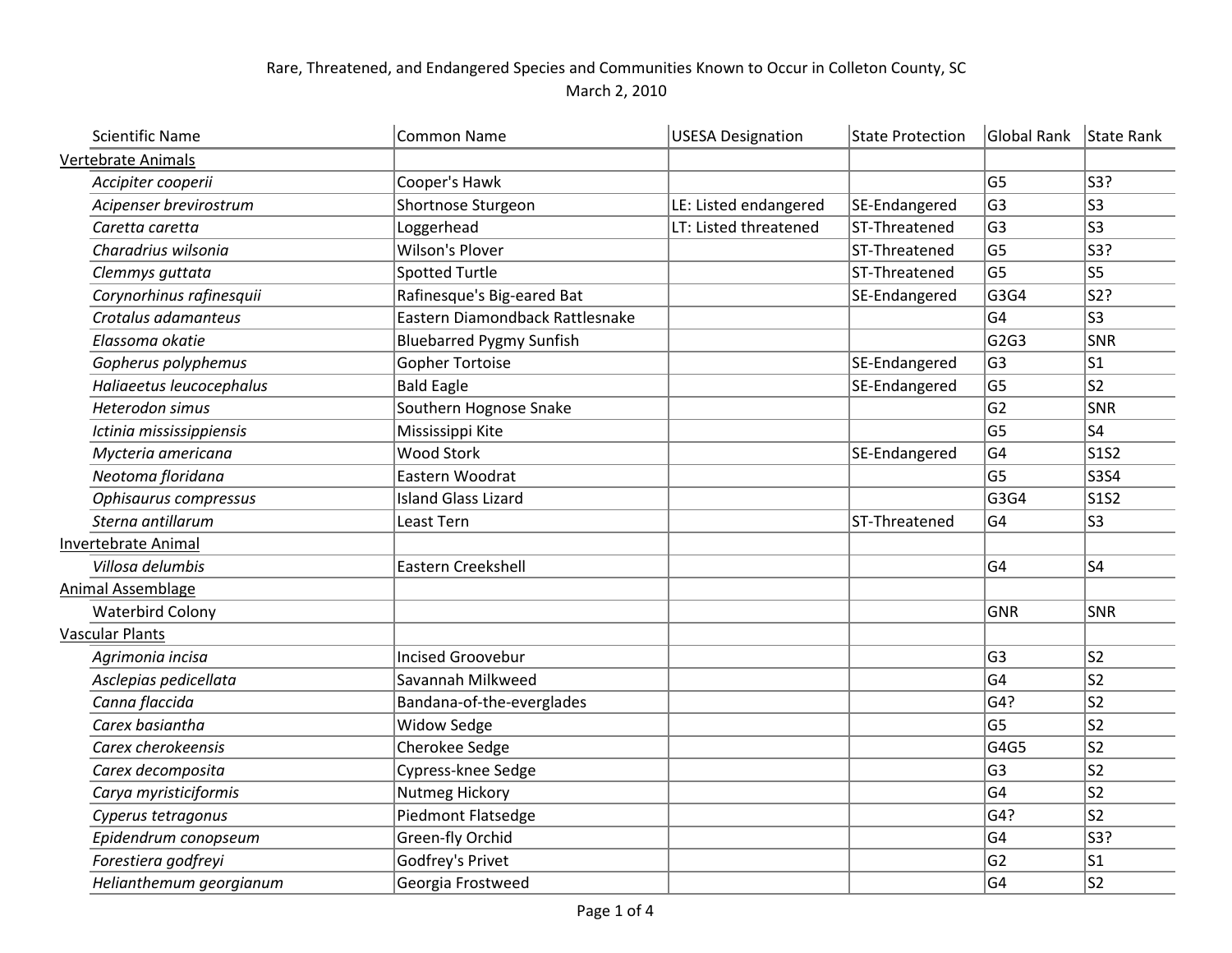Rare, Threatened, and Endangered Species and Communities Known to Occur in Colleton County, SC

March 2, 2010

| Scientific Name | Common Name | USESA Designation | State Protection | Global Rank | State Rank |
|---|---|---|---|---|---|
| Vertebrate Animals | | | | | |
| *Accipiter cooperii* | Cooper's Hawk | | | G5 | S3? |
| *Acipenser brevirostrum* | Shortnose Sturgeon | LE: Listed endangered | SE-Endangered | G3 | S3 |
| *Caretta caretta* | Loggerhead | LT: Listed threatened | ST-Threatened | G3 | S3 |
| *Charadrius wilsonia* | Wilson's Plover | | ST-Threatened | G5 | S3? |
| *Clemmys guttata* | Spotted Turtle | | ST-Threatened | G5 | S5 |
| *Corynorhinus rafinesquii* | Rafinesque's Big-eared Bat | | SE-Endangered | G3G4 | S2? |
| *Crotalus adamanteus* | Eastern Diamondback Rattlesnake | | | G4 | S3 |
| *Elassoma okatie* | Bluebarred Pygmy Sunfish | | | G2G3 | SNR |
| *Gopherus polyphemus* | Gopher Tortoise | | SE-Endangered | G3 | S1 |
| *Haliaeetus leucocephalus* | Bald Eagle | | SE-Endangered | G5 | S2 |
| *Heterodon simus* | Southern Hognose Snake | | | G2 | SNR |
| *Ictinia mississippiensis* | Mississippi Kite | | | G5 | S4 |
| *Mycteria americana* | Wood Stork | | SE-Endangered | G4 | S1S2 |
| *Neotoma floridana* | Eastern Woodrat | | | G5 | S3S4 |
| *Ophisaurus compressus* | Island Glass Lizard | | | G3G4 | S1S2 |
| *Sterna antillarum* | Least Tern | | ST-Threatened | G4 | S3 |
| Invertebrate Animal | | | | | |
| *Villosa delumbis* | Eastern Creekshell | | | G4 | S4 |
| Animal Assemblage | | | | | |
| Waterbird Colony | | | | GNR | SNR |
| Vascular Plants | | | | | |
| *Agrimonia incisa* | Incised Groovebur | | | G3 | S2 |
| *Asclepias pedicellata* | Savannah Milkweed | | | G4 | S2 |
| *Canna flaccida* | Bandana-of-the-everglades | | | G4? | S2 |
| *Carex basiantha* | Widow Sedge | | | G5 | S2 |
| *Carex cherokeensis* | Cherokee Sedge | | | G4G5 | S2 |
| *Carex decomposita* | Cypress-knee Sedge | | | G3 | S2 |
| *Carya myristiciformis* | Nutmeg Hickory | | | G4 | S2 |
| *Cyperus tetragonus* | Piedmont Flatsedge | | | G4? | S2 |
| *Epidendrum conopseum* | Green-fly Orchid | | | G4 | S3? |
| *Forestiera godfreyi* | Godfrey's Privet | | | G2 | S1 |
| *Helianthemum georgianum* | Georgia Frostweed | | | G4 | S2 |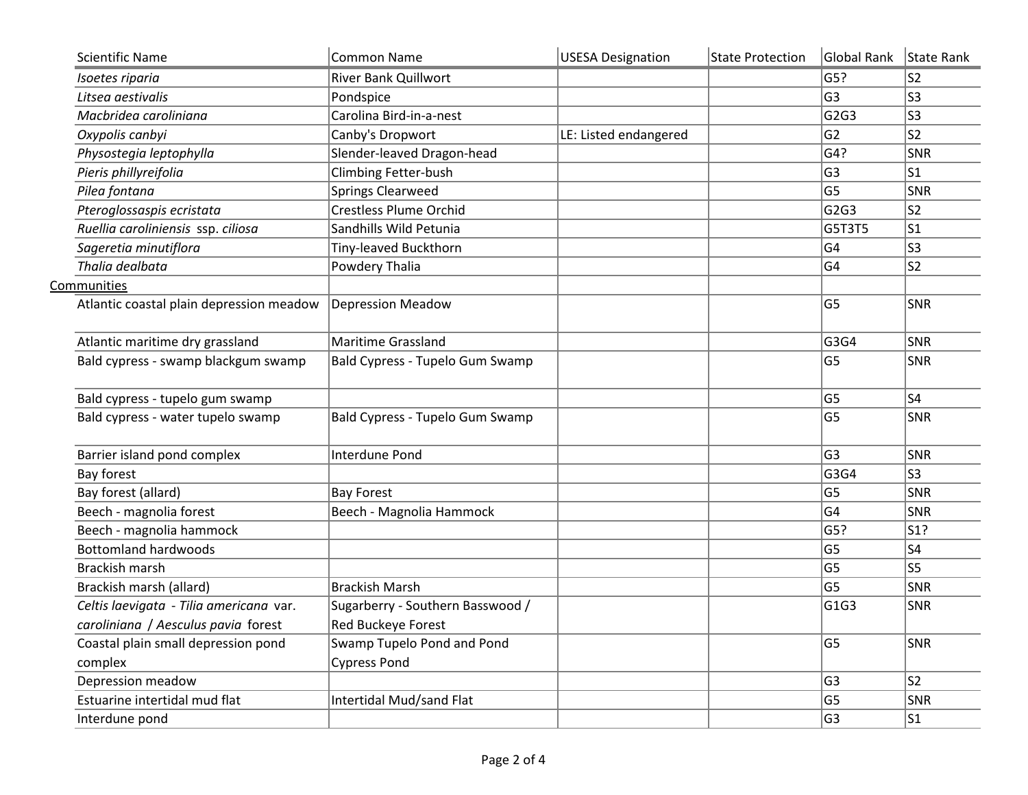| Scientific Name | Common Name | USESA Designation | State Protection | Global Rank | State Rank |
|---|---|---|---|---|---|
| *Isoetes riparia* | River Bank Quillwort | | | G5? | S2 |
| *Litsea aestivalis* | Pondspice | | | G3 | S3 |
| *Macbridea caroliniana* | Carolina Bird-in-a-nest | | | G2G3 | S3 |
| *Oxypolis canbyi* | Canby's Dropwort | LE: Listed endangered | | G2 | S2 |
| *Physostegia leptophylla* | Slender-leaved Dragon-head | | | G4? | SNR |
| *Pieris phillyreifolia* | Climbing Fetter-bush | | | G3 | S1 |
| *Pilea fontana* | Springs Clearweed | | | G5 | SNR |
| *Pteroglossaspis ecristata* | Crestless Plume Orchid | | | G2G3 | S2 |
| *Ruellia caroliniensis* ssp. *ciliosa* | Sandhills Wild Petunia | | | G5T3T5 | S1 |
| *Sageretia minutiflora* | Tiny-leaved Buckthorn | | | G4 | S3 |
| *Thalia dealbata* | Powdery Thalia | | | G4 | S2 |
| Communities | | | | | |
| Atlantic coastal plain depression meadow | Depression Meadow | | | G5 | SNR |
| Atlantic maritime dry grassland | Maritime Grassland | | | G3G4 | SNR |
| Bald cypress - swamp blackgum swamp | Bald Cypress - Tupelo Gum Swamp | | | G5 | SNR |
| Bald cypress - tupelo gum swamp | | | | G5 | S4 |
| Bald cypress - water tupelo swamp | Bald Cypress - Tupelo Gum Swamp | | | G5 | SNR |
| Barrier island pond complex | Interdune Pond | | | G3 | SNR |
| Bay forest | | | | G3G4 | S3 |
| Bay forest (allard) | Bay Forest | | | G5 | SNR |
| Beech - magnolia forest | Beech - Magnolia Hammock | | | G4 | SNR |
| Beech - magnolia hammock | | | | G5? | S1? |
| Bottomland hardwoods | | | | G5 | S4 |
| Brackish marsh | | | | G5 | S5 |
| Brackish marsh (allard) | Brackish Marsh | | | G5 | SNR |
| *Celtis laevigata* - *Tilia americana* var. *caroliniana* / *Aesculus pavia* forest | Sugarberry - Southern Basswood / Red Buckeye Forest | | | G1G3 | SNR |
| Coastal plain small depression pond complex | Swamp Tupelo Pond and Pond Cypress Pond | | | G5 | SNR |
| Depression meadow | | | | G3 | S2 |
| Estuarine intertidal mud flat | Intertidal Mud/sand Flat | | | G5 | SNR |
| Interdune pond | | | | G3 | S1 |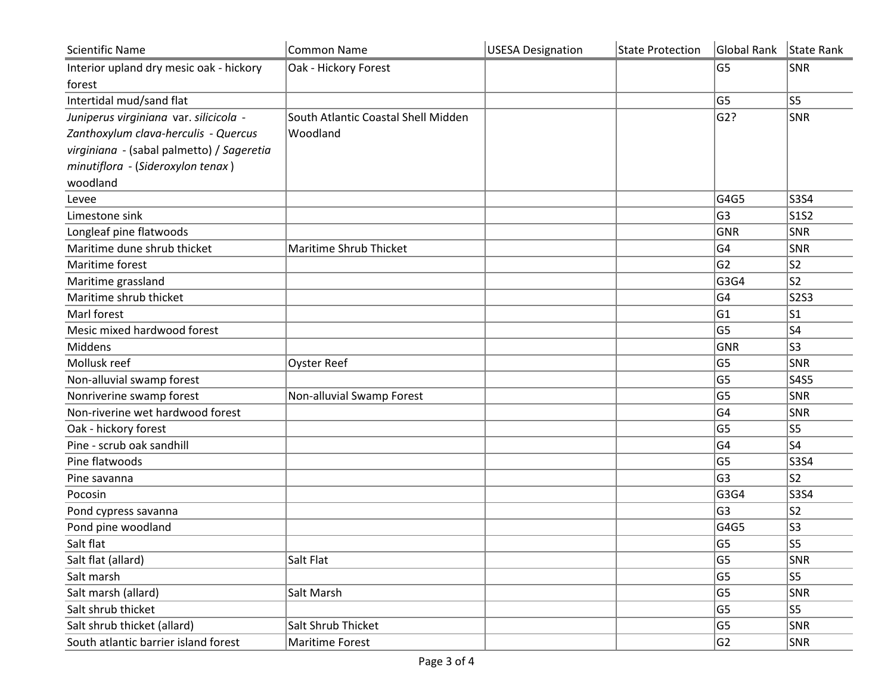| Scientific Name | Common Name | USESA Designation | State Protection | Global Rank | State Rank |
|---|---|---|---|---|---|
| Interior upland dry mesic oak - hickory forest | Oak - Hickory Forest | | | G5 | SNR |
| Intertidal mud/sand flat | | | | G5 | S5 |
| *Juniperus virginiana* var. *silicicola* - *Zanthoxylum clava-herculis* - *Quercus virginiana* - (sabal palmetto) / *Sageretia minutiflora* - (*Sideroxylon tenax*) woodland | South Atlantic Coastal Shell Midden Woodland | | | G2? | SNR |
| Levee | | | | G4G5 | S3S4 |
| Limestone sink | | | | G3 | S1S2 |
| Longleaf pine flatwoods | | | | GNR | SNR |
| Maritime dune shrub thicket | Maritime Shrub Thicket | | | G4 | SNR |
| Maritime forest | | | | G2 | S2 |
| Maritime grassland | | | | G3G4 | S2 |
| Maritime shrub thicket | | | | G4 | S2S3 |
| Marl forest | | | | G1 | S1 |
| Mesic mixed hardwood forest | | | | G5 | S4 |
| Middens | | | | GNR | S3 |
| Mollusk reef | Oyster Reef | | | G5 | SNR |
| Non-alluvial swamp forest | | | | G5 | S4S5 |
| Nonriverine swamp forest | Non-alluvial Swamp Forest | | | G5 | SNR |
| Non-riverine wet hardwood forest | | | | G4 | SNR |
| Oak - hickory forest | | | | G5 | S5 |
| Pine - scrub oak sandhill | | | | G4 | S4 |
| Pine flatwoods | | | | G5 | S3S4 |
| Pine savanna | | | | G3 | S2 |
| Pocosin | | | | G3G4 | S3S4 |
| Pond cypress savanna | | | | G3 | S2 |
| Pond pine woodland | | | | G4G5 | S3 |
| Salt flat | | | | G5 | S5 |
| Salt flat (allard) | Salt Flat | | | G5 | SNR |
| Salt marsh | | | | G5 | S5 |
| Salt marsh (allard) | Salt Marsh | | | G5 | SNR |
| Salt shrub thicket | | | | G5 | S5 |
| Salt shrub thicket (allard) | Salt Shrub Thicket | | | G5 | SNR |
| South atlantic barrier island forest | Maritime Forest | | | G2 | SNR |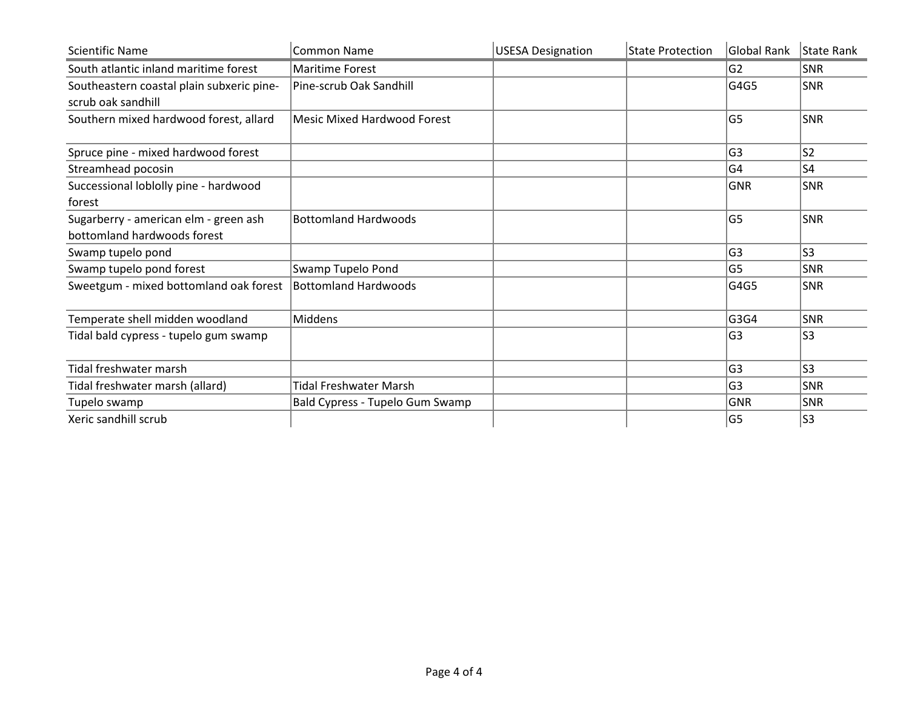| Scientific Name | Common Name | USESA Designation | State Protection | Global Rank | State Rank |
|---|---|---|---|---|---|
| South atlantic inland maritime forest | Maritime Forest | | | G2 | SNR |
| Southeastern coastal plain subxeric pine-scrub oak sandhill | Pine-scrub Oak Sandhill | | | G4G5 | SNR |
| Southern mixed hardwood forest, allard | Mesic Mixed Hardwood Forest | | | G5 | SNR |
| Spruce pine - mixed hardwood forest | | | | G3 | S2 |
| Streamhead pocosin | | | | G4 | S4 |
| Successional loblolly pine - hardwood forest | | | | GNR | SNR |
| Sugarberry - american elm - green ash bottomland hardwoods forest | Bottomland Hardwoods | | | G5 | SNR |
| Swamp tupelo pond | | | | G3 | S3 |
| Swamp tupelo pond forest | Swamp Tupelo Pond | | | G5 | SNR |
| Sweetgum - mixed bottomland oak forest | Bottomland Hardwoods | | | G4G5 | SNR |
| Temperate shell midden woodland | Middens | | | G3G4 | SNR |
| Tidal bald cypress - tupelo gum swamp | | | | G3 | S3 |
| Tidal freshwater marsh | | | | G3 | S3 |
| Tidal freshwater marsh (allard) | Tidal Freshwater Marsh | | | G3 | SNR |
| Tupelo swamp | Bald Cypress - Tupelo Gum Swamp | | | GNR | SNR |
| Xeric sandhill scrub | | | | G5 | S3 |